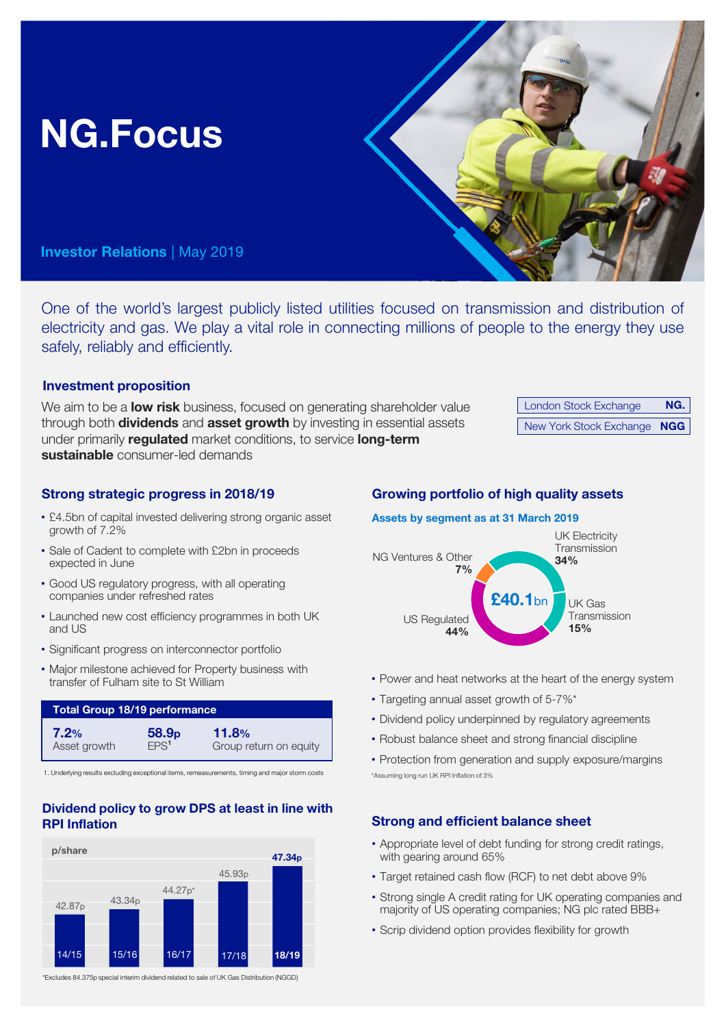# NG.Focus

**Investor Relations** | May 2019

One of the world's largest publicly listed utilities focused on transmission and distribution of electricity and gas. We play a vital role in connecting millions of people to the energy they use safely, reliably and efficiently.

## Investment proposition

We aim to be a **low risk** business, focused on generating shareholder value through both **dividends** and **asset growth** by investing in essential assets under primarily **regulated** market conditions, to service **long-term sustainable** consumer-led demands

| | |
|---|---|
| London Stock Exchange | **NG.** |
| New York Stock Exchange | **NGG** |

## Strong strategic progress in 2018/19

- £4.5bn of capital invested delivering strong organic asset growth of 7.2%
- Sale of Cadent to complete with £2bn in proceeds expected in June
- Good US regulatory progress, with all operating companies under refreshed rates
- Launched new cost efficiency programmes in both UK and US
- Significant progress on interconnector portfolio
- Major milestone achieved for Property business with transfer of Fulham site to St William

| Total Group 18/19 performance | | |
|---|---|---|
| **7.2%** Asset growth | **58.9p** EPS[1] | **11.8%** Group return on equity |

1. Underlying results excluding exceptional items, remeasurements, timing and major storm costs

## Dividend policy to grow DPS at least in line with RPI Inflation

p/share

| Year | DPS |
|---|---|
| 14/15 | 42.87p |
| 15/16 | 43.34p |
| 16/17 | 44.27p* |
| 17/18 | 45.93p |
| **18/19** | **47.34p** |

*Excludes 84.375p special interim dividend related to sale of UK Gas Distribution (NGGD)

## Growing portfolio of high quality assets

**Assets by segment as at 31 March 2019**

£40.1bn

| Segment | Share |
|---|---|
| UK Electricity Transmission | 34% |
| UK Gas Transmission | 15% |
| US Regulated | 44% |
| NG Ventures & Other | 7% |

- Power and heat networks at the heart of the energy system
- Targeting annual asset growth of 5-7%*
- Dividend policy underpinned by regulatory agreements
- Robust balance sheet and strong financial discipline
- Protection from generation and supply exposure/margins

*Assuming long run UK RPI Inflation of 3%

## Strong and efficient balance sheet

- Appropriate level of debt funding for strong credit ratings, with gearing around 65%
- Target retained cash flow (RCF) to net debt above 9%
- Strong single A credit rating for UK operating companies and majority of US operating companies; NG plc rated BBB+
- Scrip dividend option provides flexibility for growth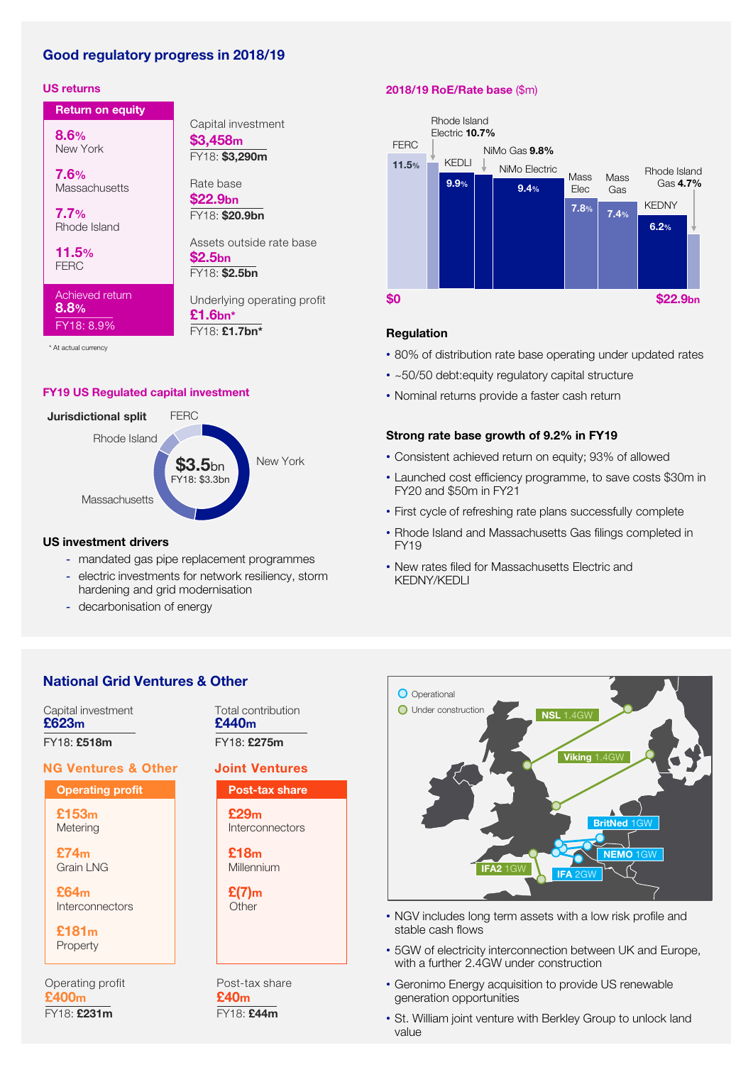## Good regulatory progress in 2018/19

### US returns

| Return on equity | |
|---|---|
| 8.6% | New York |
| 7.6% | Massachusetts |
| 7.7% | Rhode Island |
| 11.5% | FERC |
| Achieved return 8.8% | FY18: 8.9% |

Capital investment
**$3,458m**
FY18: **$3,290m**

Rate base
**$22.9bn**
FY18: **$20.9bn**

Assets outside rate base
**$2.5bn**
FY18: **$2.5bn**

Underlying operating profit
**£1.6bn***
FY18: **£1.7bn***

\* At actual currency

### 2018/19 RoE/Rate base ($m)

| Jurisdiction | RoE |
|---|---|
| FERC | 11.5% |
| Rhode Island Electric | 10.7% |
| KEDLI | 9.9% |
| NiMo Gas | 9.8% |
| NiMo Electric | 9.4% |
| Mass Elec | 7.8% |
| Mass Gas | 7.4% |
| KEDNY | 6.2% |
| Rhode Island Gas | 4.7% |

$0 — $22.9bn

### Regulation

- 80% of distribution rate base operating under updated rates
- ~50/50 debt:equity regulatory capital structure
- Nominal returns provide a faster cash return

### Strong rate base growth of 9.2% in FY19

- Consistent achieved return on equity; 93% of allowed
- Launched cost efficiency programme, to save costs $30m in FY20 and $50m in FY21
- First cycle of refreshing rate plans successfully complete
- Rhode Island and Massachusetts Gas filings completed in FY19
- New rates filed for Massachusetts Electric and KEDNY/KEDLI

### FY19 US Regulated capital investment

**Jurisdictional split**

$3.5bn
FY18: $3.3bn

New York, Massachusetts, Rhode Island, FERC

### US investment drivers

- mandated gas pipe replacement programmes
- electric investments for network resiliency, storm hardening and grid modernisation
- decarbonisation of energy

## National Grid Ventures & Other

Capital investment
**£623m**
FY18: **£518m**

Total contribution
**£440m**
FY18: **£275m**

### NG Ventures & Other

| Operating profit | |
|---|---|
| £153m | Metering |
| £74m | Grain LNG |
| £64m | Interconnectors |
| £181m | Property |

Operating profit
**£400m**
FY18: **£231m**

### Joint Ventures

| Post-tax share | |
|---|---|
| £29m | Interconnectors |
| £18m | Millennium |
| £(7)m | Other |

Post-tax share
**£40m**
FY18: **£44m**

Operational / Under construction

NSL 1.4GW, Viking 1.4GW, BritNed 1GW, NEMO 1GW, IFA2 1GW, IFA 2GW

- NGV includes long term assets with a low risk profile and stable cash flows
- 5GW of electricity interconnection between UK and Europe, with a further 2.4GW under construction
- Geronimo Energy acquisition to provide US renewable generation opportunities
- St. William joint venture with Berkley Group to unlock land value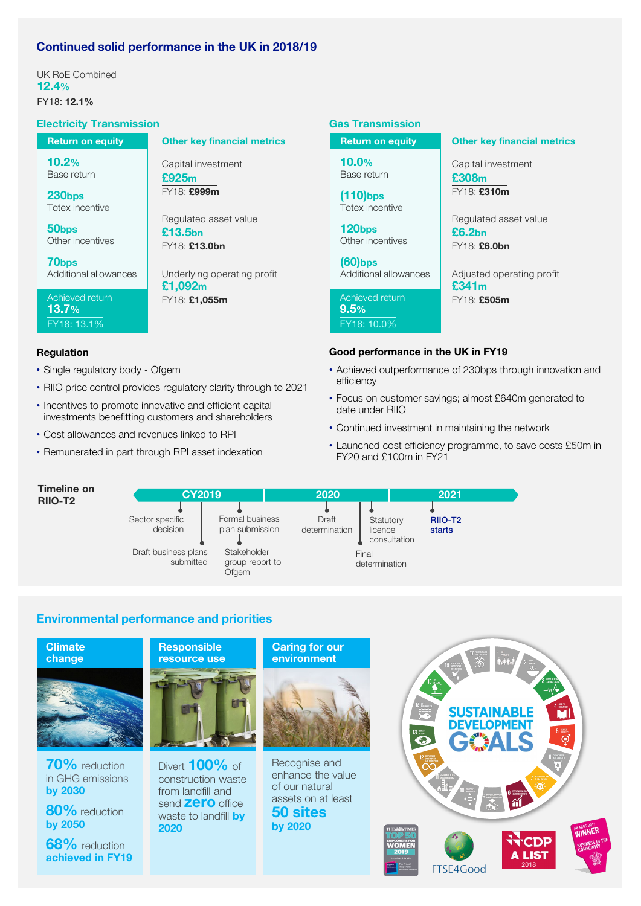## Continued solid performance in the UK in 2018/19

UK RoE Combined
**12.4%**
FY18: **12.1%**

### Electricity Transmission

| Return on equity | |
|---|---|
| **10.2%** | Base return |
| **230bps** | Totex incentive |
| **50bps** | Other incentives |
| **70bps** | Additional allowances |
| **13.7%** | Achieved return (FY18: 13.1%) |

**Other key financial metrics**

Capital investment
**£925m**
FY18: **£999m**

Regulated asset value
**£13.5bn**
FY18: **£13.0bn**

Underlying operating profit
**£1,092m**
FY18: **£1,055m**

### Gas Transmission

| Return on equity | |
|---|---|
| **10.0%** | Base return |
| **(110)bps** | Totex incentive |
| **120bps** | Other incentives |
| **(60)bps** | Additional allowances |
| **9.5%** | Achieved return (FY18: 10.0%) |

**Other key financial metrics**

Capital investment
**£308m**
FY18: **£310m**

Regulated asset value
**£6.2bn**
FY18: **£6.0bn**

Adjusted operating profit
**£341m**
FY18: **£505m**

### Regulation

- Single regulatory body - Ofgem
- RIIO price control provides regulatory clarity through to 2021
- Incentives to promote innovative and efficient capital investments benefitting customers and shareholders
- Cost allowances and revenues linked to RPI
- Remunerated in part through RPI asset indexation

### Good performance in the UK in FY19

- Achieved outperformance of 230bps through innovation and efficiency
- Focus on customer savings; almost £640m generated to date under RIIO
- Continued investment in maintaining the network
- Launched cost efficiency programme, to save costs £50m in FY20 and £100m in FY21

### Timeline on RIIO-T2

**CY2019**
- Sector specific decision
- Draft business plans submitted
- Formal business plan submission
- Stakeholder group report to Ofgem

**2020**
- Draft determination
- Statutory licence consultation
- Final determination

**2021**
- **RIIO-T2 starts**

## Environmental performance and priorities

**Climate change**

**70%** reduction in GHG emissions **by 2030**

**80%** reduction **by 2050**

**68%** reduction **achieved in FY19**

**Responsible resource use**

Divert **100%** of construction waste from landfill and send **zero** office waste to landfill **by 2020**

**Caring for our environment**

Recognise and enhance the value of our natural assets on at least **50 sites by 2020**

SUSTAINABLE DEVELOPMENT GOALS

The Times Top 50 Employers for Women 2019 · FTSE4Good · CDP A List 2018 · Awards 2017 Winner Business in the Community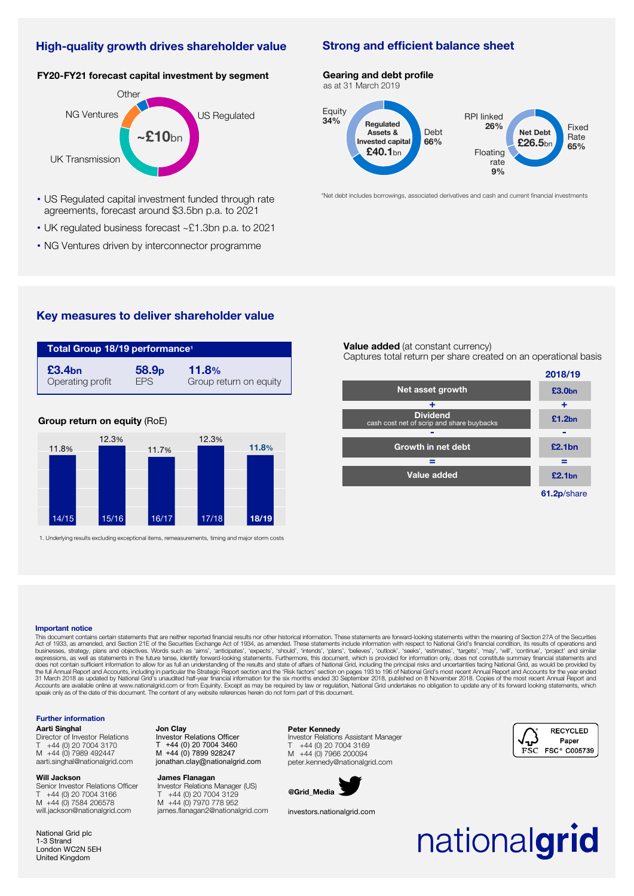## High-quality growth drives shareholder value

### FY20-FY21 forecast capital investment by segment

~£10bn

Other
NG Ventures
UK Transmission
US Regulated

- US Regulated capital investment funded through rate agreements, forecast around $3.5bn p.a. to 2021
- UK regulated business forecast ~£1.3bn p.a. to 2021
- NG Ventures driven by interconnector programme

## Strong and efficient balance sheet

### Gearing and debt profile

as at 31 March 2019

Regulated Assets & Invested capital £40.1bn

Equity 34%
Debt 66%

Net Debt £26.5bn

RPI linked 26%
Fixed Rate 65%
Floating rate 9%

*Net debt includes borrowings, associated derivatives and cash and current financial investments

## Key measures to deliver shareholder value

| Total Group 18/19 performance[1] | | |
|---|---|---|
| £3.4bn Operating profit | 58.9p EPS | 11.8% Group return on equity |

### Group return on equity (RoE)

11.8% 14/15
12.3% 15/16
11.7% 16/17
12.3% 17/18
11.8% 18/19

1. Underlying results excluding exceptional items, remeasurements, timing and major storm costs

**Value added** (at constant currency)
Captures total return per share created on an operational basis

2018/19

Net asset growth £3.0bn
+
Dividend (cash cost net of scrip and share buybacks) £1.2bn
-
Growth in net debt £2.1bn
=
Value added £2.1bn

61.2p/share

**Important notice**

This document contains certain statements that are neither reported financial results nor other historical information. These statements are forward-looking statements within the meaning of Section 27A of the Securities Act of 1933, as amended, and Section 21E of the Securities Exchange Act of 1934, as amended. These statements include information with respect to National Grid's financial condition, its results of operations and businesses, strategy, plans and objectives. Words such as 'aims', 'anticipates', 'expects', 'should', 'intends', 'plans', 'believes', 'outlook', 'seeks', 'estimates', 'targets', 'may', 'will', 'continue', 'project' and similar expressions, as well as statements in the future tense, identify forward-looking statements. Furthermore, this document, which is provided for information only, does not constitute summary financial statements and does not contain sufficient information to allow for as full an understanding of the results and state of affairs of National Grid, including the principal risks and uncertainties facing National Grid, as would be provided by the full Annual Report and Accounts, including in particular the Strategic Report section and the 'Risk factors' section on pages 193 to 196 of National Grid's most recent Annual Report and Accounts for the year ended 31 March 2018 as updated by National Grid's unaudited half-year financial information for the six months ended 30 September 2018, published on 8 November 2018. Copies of the most recent Annual Report and Accounts are available online at www.nationalgrid.com or from Equiniti. Except as may be required by law or regulation, National Grid undertakes no obligation to update any of its forward looking statements, which speak only as of the date of this document. The content of any website references herein do not form part of this document.

**Further information**

**Aarti Singhal**
Director of Investor Relations
T +44 (0) 20 7004 3170
M +44 (0) 7989 492447
aarti.singhal@nationalgrid.com

**Will Jackson**
Senior Investor Relations Officer
T +44 (0) 20 7004 3166
M +44 (0) 7584 206578
will.jackson@nationalgrid.com

**Jon Clay**
Investor Relations Officer
T +44 (0) 20 7004 3460
M +44 (0) 7899 928247
jonathan.clay@nationalgrid.com

**James Flanagan**
Investor Relations Manager (US)
T +44 (0) 20 7004 3129
M +44 (0) 7970 778 952
james.flanagan2@nationalgrid.com

**Peter Kennedy**
Investor Relations Assistant Manager
T +44 (0) 20 7004 3169
M +44 (0) 7966 200094
peter.kennedy@nationalgrid.com

@Grid_Media

investors.nationalgrid.com

National Grid plc
1-3 Strand
London WC2N 5EH
United Kingdom

RECYCLED Paper FSC® C005739

nationalgrid